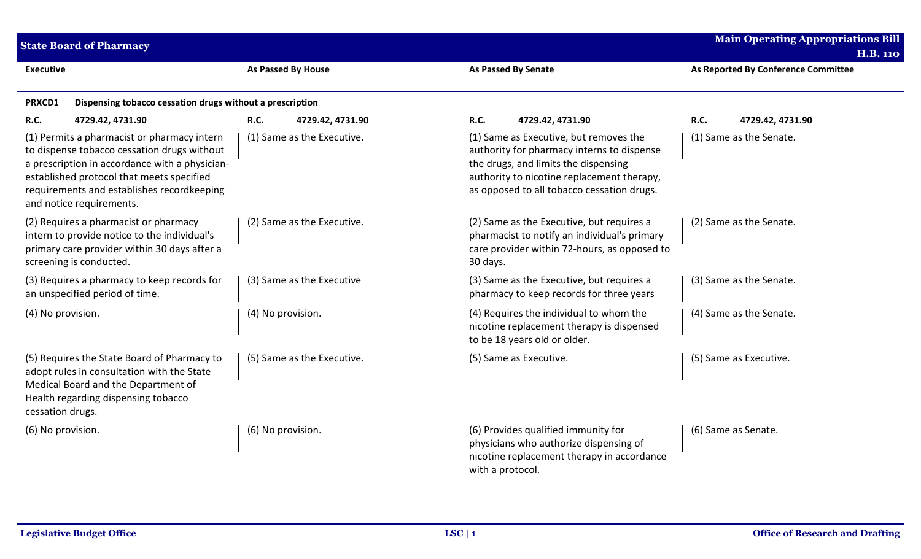## State Board of Pharmacy

**Main Operating Appropriations Bill H.B. 110**

| Executive | As Passed By House | As Passed By Senate | As Reported By Conference Committee |
|---|---|---|---|
| **PRXCD1 Dispensing tobacco cessation drugs without a prescription** | | | |
| **R.C. 4729.42, 4731.90** | **R.C. 4729.42, 4731.90** | **R.C. 4729.42, 4731.90** | **R.C. 4729.42, 4731.90** |
| (1) Permits a pharmacist or pharmacy intern to dispense tobacco cessation drugs without a prescription in accordance with a physician-established protocol that meets specified requirements and establishes recordkeeping and notice requirements. | (1) Same as the Executive. | (1) Same as Executive, but removes the authority for pharmacy interns to dispense the drugs, and limits the dispensing authority to nicotine replacement therapy, as opposed to all tobacco cessation drugs. | (1) Same as the Senate. |
| (2) Requires a pharmacist or pharmacy intern to provide notice to the individual's primary care provider within 30 days after a screening is conducted. | (2) Same as the Executive. | (2) Same as the Executive, but requires a pharmacist to notify an individual's primary care provider within 72-hours, as opposed to 30 days. | (2) Same as the Senate. |
| (3) Requires a pharmacy to keep records for an unspecified period of time. | (3) Same as the Executive | (3) Same as the Executive, but requires a pharmacy to keep records for three years | (3) Same as the Senate. |
| (4) No provision. | (4) No provision. | (4) Requires the individual to whom the nicotine replacement therapy is dispensed to be 18 years old or older. | (4) Same as the Senate. |
| (5) Requires the State Board of Pharmacy to adopt rules in consultation with the State Medical Board and the Department of Health regarding dispensing tobacco cessation drugs. | (5) Same as the Executive. | (5) Same as Executive. | (5) Same as Executive. |
| (6) No provision. | (6) No provision. | (6) Provides qualified immunity for physicians who authorize dispensing of nicotine replacement therapy in accordance with a protocol. | (6) Same as Senate. |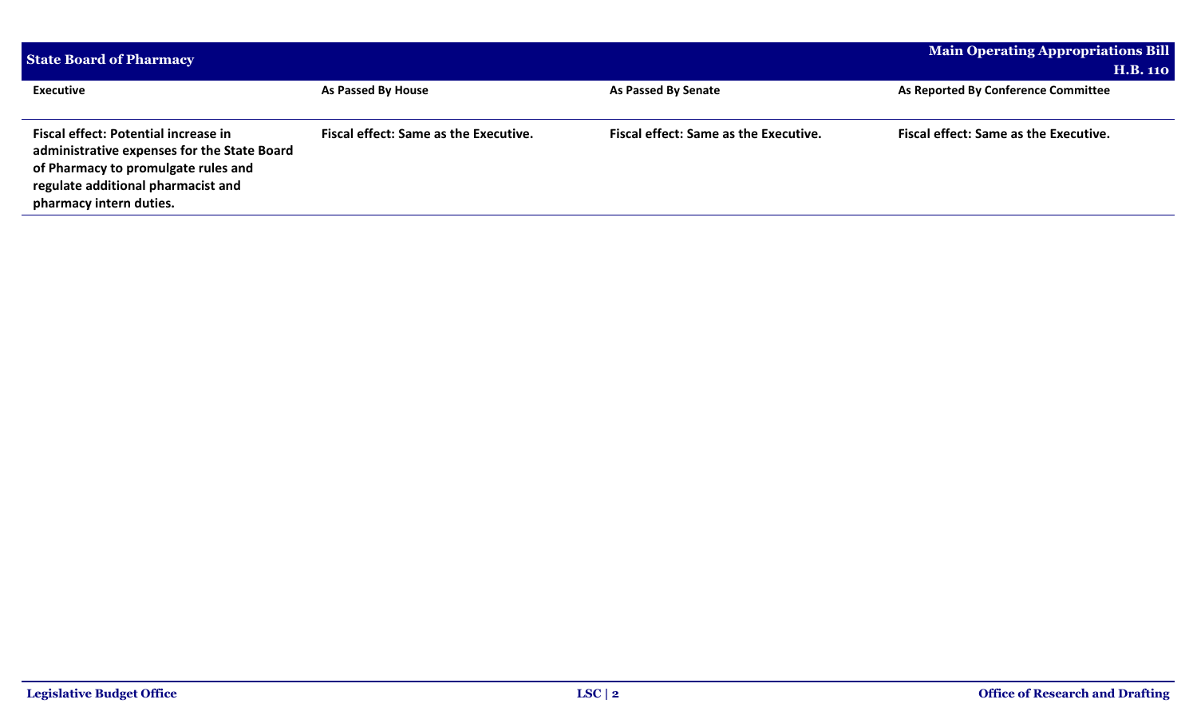| Executive | As Passed By House | As Passed By Senate | As Reported By Conference Committee |
|---|---|---|---|
| **Fiscal effect: Potential increase in administrative expenses for the State Board of Pharmacy to promulgate rules and regulate additional pharmacist and pharmacy intern duties.** | **Fiscal effect: Same as the Executive.** | **Fiscal effect: Same as the Executive.** | **Fiscal effect: Same as the Executive.** |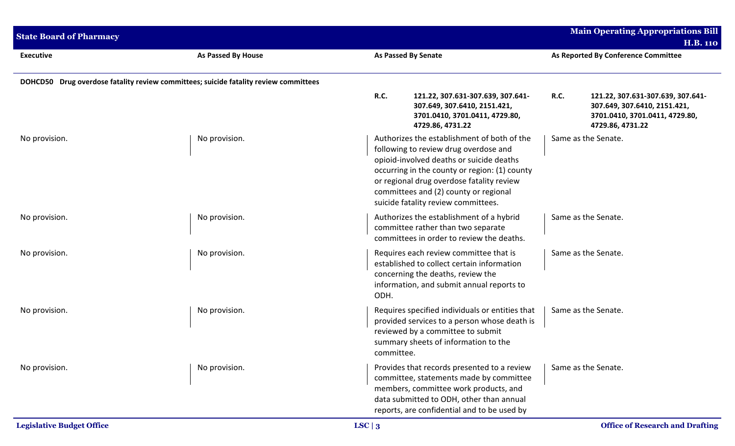| Executive | As Passed By House | As Passed By Senate | As Reported By Conference Committee |
|---|---|---|---|
| **DOHCD50 Drug overdose fatality review committees; suicide fatality review committees** | | | |
| | | **R.C. 121.22, 307.631-307.639, 307.641-307.649, 307.6410, 2151.421, 3701.0410, 3701.0411, 4729.80, 4729.86, 4731.22** | **R.C. 121.22, 307.631-307.639, 307.641-307.649, 307.6410, 2151.421, 3701.0410, 3701.0411, 4729.80, 4729.86, 4731.22** |
| No provision. | No provision. | Authorizes the establishment of both of the following to review drug overdose and opioid-involved deaths or suicide deaths occurring in the county or region: (1) county or regional drug overdose fatality review committees and (2) county or regional suicide fatality review committees. | Same as the Senate. |
| No provision. | No provision. | Authorizes the establishment of a hybrid committee rather than two separate committees in order to review the deaths. | Same as the Senate. |
| No provision. | No provision. | Requires each review committee that is established to collect certain information concerning the deaths, review the information, and submit annual reports to ODH. | Same as the Senate. |
| No provision. | No provision. | Requires specified individuals or entities that provided services to a person whose death is reviewed by a committee to submit summary sheets of information to the committee. | Same as the Senate. |
| No provision. | No provision. | Provides that records presented to a review committee, statements made by committee members, committee work products, and data submitted to ODH, other than annual reports, are confidential and to be used by | Same as the Senate. |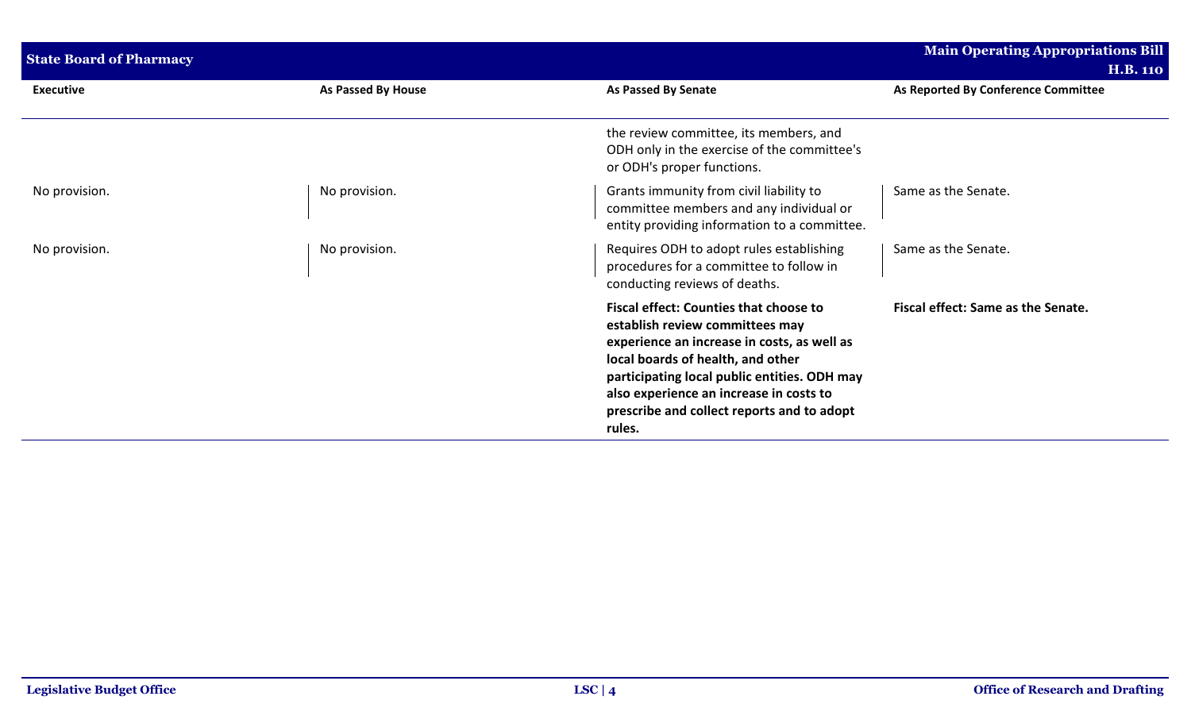| Executive | As Passed By House | As Passed By Senate | As Reported By Conference Committee |
|---|---|---|---|
| | | the review committee, its members, and ODH only in the exercise of the committee's or ODH's proper functions. | |
| No provision. | No provision. | Grants immunity from civil liability to committee members and any individual or entity providing information to a committee. | Same as the Senate. |
| No provision. | No provision. | Requires ODH to adopt rules establishing procedures for a committee to follow in conducting reviews of deaths. | Same as the Senate. |
| | | **Fiscal effect: Counties that choose to establish review committees may experience an increase in costs, as well as local boards of health, and other participating local public entities. ODH may also experience an increase in costs to prescribe and collect reports and to adopt rules.** | **Fiscal effect: Same as the Senate.** |